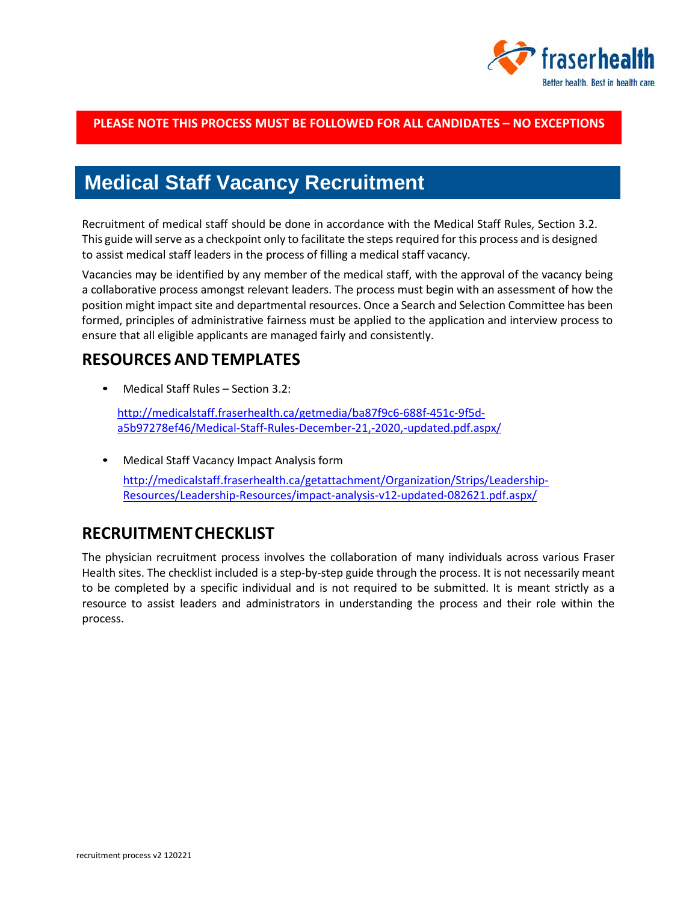**PLEASE NOTE THIS PROCESS MUST BE FOLLOWED FOR ALL CANDIDATES – NO EXCEPTIONS**

# Medical Staff Vacancy Recruitment

Recruitment of medical staff should be done in accordance with the Medical Staff Rules, Section 3.2. This guide will serve as a checkpoint only to facilitate the steps required for this process and is designed to assist medical staff leaders in the process of filling a medical staff vacancy.

Vacancies may be identified by any member of the medical staff, with the approval of the vacancy being a collaborative process amongst relevant leaders. The process must begin with an assessment of how the position might impact site and departmental resources. Once a Search and Selection Committee has been formed, principles of administrative fairness must be applied to the application and interview process to ensure that all eligible applicants are managed fairly and consistently.

## RESOURCES AND TEMPLATES

- Medical Staff Rules – Section 3.2:

  http://medicalstaff.fraserhealth.ca/getmedia/ba87f9c6-688f-451c-9f5d-a5b97278ef46/Medical-Staff-Rules-December-21,-2020,-updated.pdf.aspx/

- Medical Staff Vacancy Impact Analysis form

  http://medicalstaff.fraserhealth.ca/getattachment/Organization/Strips/Leadership-Resources/Leadership-Resources/impact-analysis-v12-updated-082621.pdf.aspx/

## RECRUITMENT CHECKLIST

The physician recruitment process involves the collaboration of many individuals across various Fraser Health sites. The checklist included is a step-by-step guide through the process. It is not necessarily meant to be completed by a specific individual and is not required to be submitted. It is meant strictly as a resource to assist leaders and administrators in understanding the process and their role within the process.

recruitment process v2 120221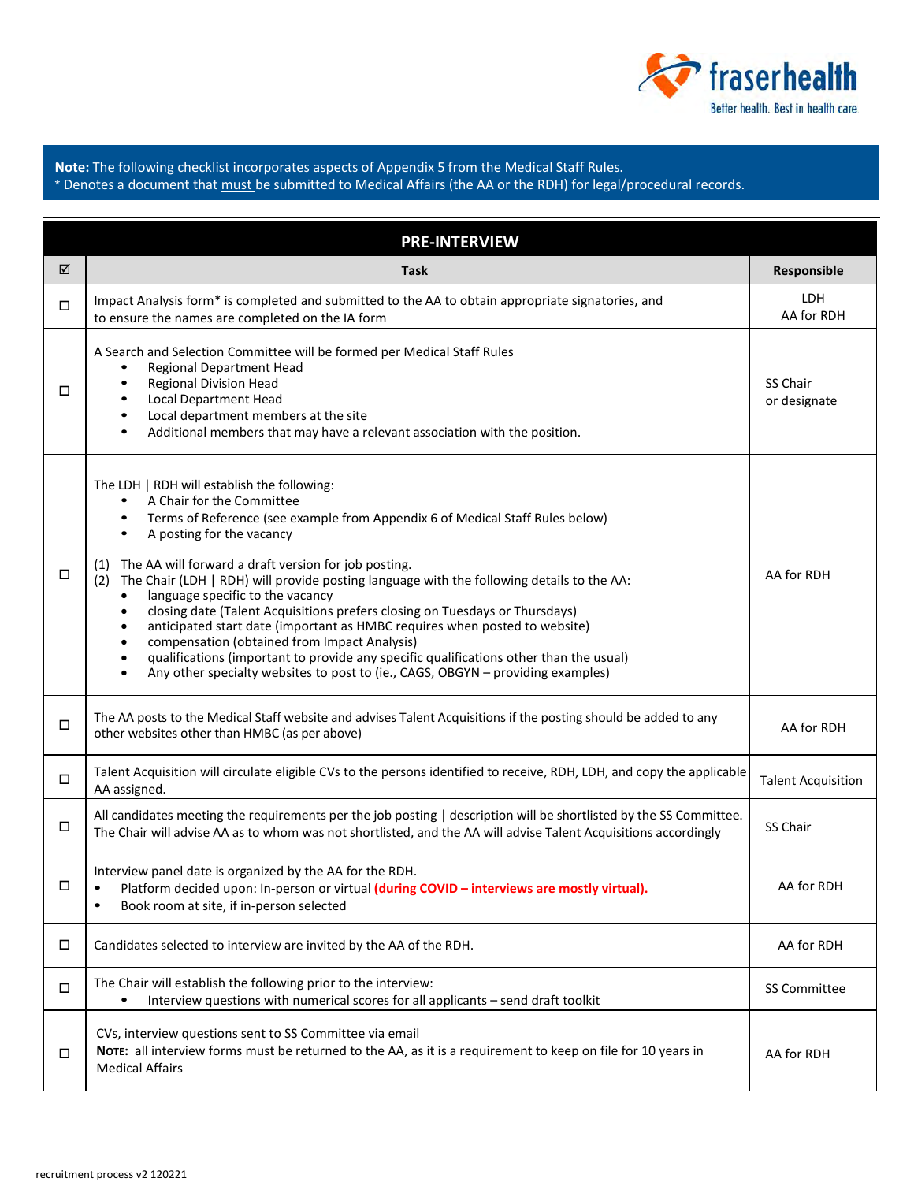**Note:** The following checklist incorporates aspects of Appendix 5 from the Medical Staff Rules.
* Denotes a document that must be submitted to Medical Affairs (the AA or the RDH) for legal/procedural records.

## PRE-INTERVIEW

| ☑ | Task | Responsible |
|---|---|---|
| ☐ | Impact Analysis form* is completed and submitted to the AA to obtain appropriate signatories, and to ensure the names are completed on the IA form | LDH<br>AA for RDH |
| ☐ | A Search and Selection Committee will be formed per Medical Staff Rules<br>• Regional Department Head<br>• Regional Division Head<br>• Local Department Head<br>• Local department members at the site<br>• Additional members that may have a relevant association with the position. | SS Chair or designate |
| ☐ | The LDH \| RDH will establish the following:<br>• A Chair for the Committee<br>• Terms of Reference (see example from Appendix 6 of Medical Staff Rules below)<br>• A posting for the vacancy<br><br>(1) The AA will forward a draft version for job posting.<br>(2) The Chair (LDH \| RDH) will provide posting language with the following details to the AA:<br>• language specific to the vacancy<br>• closing date (Talent Acquisitions prefers closing on Tuesdays or Thursdays)<br>• anticipated start date (important as HMBC requires when posted to website)<br>• compensation (obtained from Impact Analysis)<br>• qualifications (important to provide any specific qualifications other than the usual)<br>• Any other specialty websites to post to (ie., CAGS, OBGYN – providing examples) | AA for RDH |
| ☐ | The AA posts to the Medical Staff website and advises Talent Acquisitions if the posting should be added to any other websites other than HMBC (as per above) | AA for RDH |
| ☐ | Talent Acquisition will circulate eligible CVs to the persons identified to receive, RDH, LDH, and copy the applicable AA assigned. | Talent Acquisition |
| ☐ | All candidates meeting the requirements per the job posting \| description will be shortlisted by the SS Committee. The Chair will advise AA as to whom was not shortlisted, and the AA will advise Talent Acquisitions accordingly | SS Chair |
| ☐ | Interview panel date is organized by the AA for the RDH.<br>• Platform decided upon: In-person or virtual **(during COVID – interviews are mostly virtual).**<br>• Book room at site, if in-person selected | AA for RDH |
| ☐ | Candidates selected to interview are invited by the AA of the RDH. | AA for RDH |
| ☐ | The Chair will establish the following prior to the interview:<br>• Interview questions with numerical scores for all applicants – send draft toolkit | SS Committee |
| ☐ | CVs, interview questions sent to SS Committee via email<br>**Note:** all interview forms must be returned to the AA, as it is a requirement to keep on file for 10 years in Medical Affairs | AA for RDH |

recruitment process v2 120221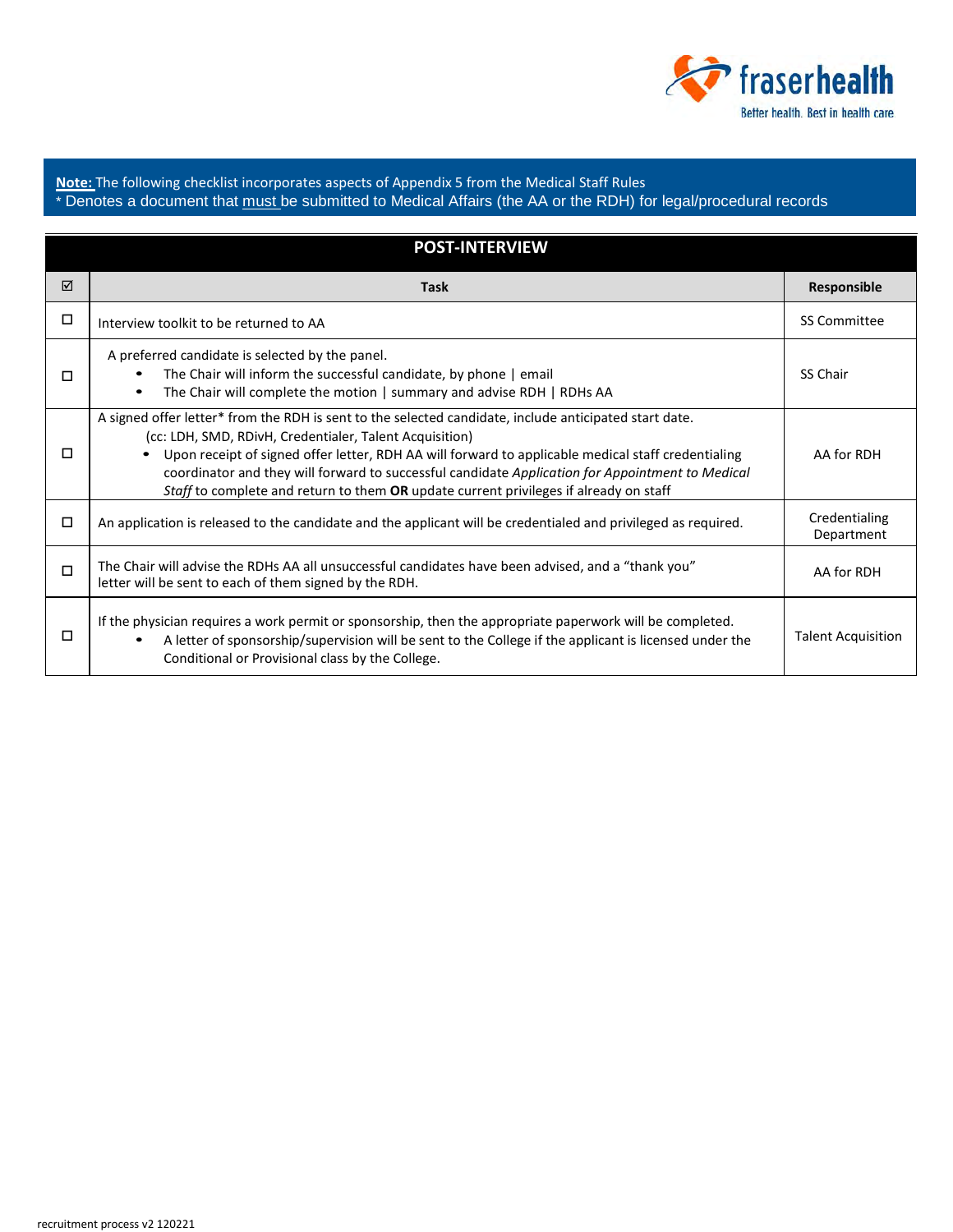**Note:** The following checklist incorporates aspects of Appendix 5 from the Medical Staff Rules
* Denotes a document that must be submitted to Medical Affairs (the AA or the RDH) for legal/procedural records

| POST-INTERVIEW | | |
|---|---|---|
| ☑ | **Task** | **Responsible** |
| ☐ | Interview toolkit to be returned to AA | SS Committee |
| ☐ | A preferred candidate is selected by the panel.<br>• The Chair will inform the successful candidate, by phone \| email<br>• The Chair will complete the motion \| summary and advise RDH \| RDHs AA | SS Chair |
| ☐ | A signed offer letter* from the RDH is sent to the selected candidate, include anticipated start date. (cc: LDH, SMD, RDivH, Credentialer, Talent Acquisition)<br>• Upon receipt of signed offer letter, RDH AA will forward to applicable medical staff credentialing coordinator and they will forward to successful candidate *Application for Appointment to Medical Staff* to complete and return to them **OR** update current privileges if already on staff | AA for RDH |
| ☐ | An application is released to the candidate and the applicant will be credentialed and privileged as required. | Credentialing Department |
| ☐ | The Chair will advise the RDHs AA all unsuccessful candidates have been advised, and a "thank you" letter will be sent to each of them signed by the RDH. | AA for RDH |
| ☐ | If the physician requires a work permit or sponsorship, then the appropriate paperwork will be completed.<br>• A letter of sponsorship/supervision will be sent to the College if the applicant is licensed under the Conditional or Provisional class by the College. | Talent Acquisition |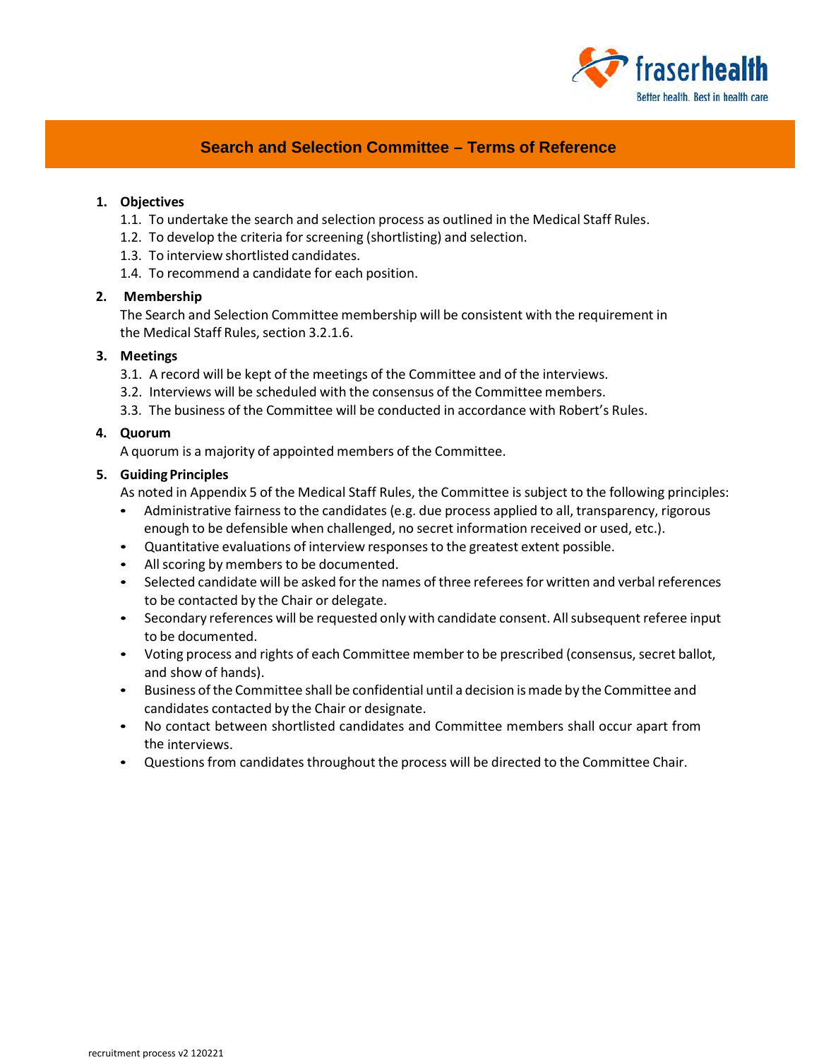# Search and Selection Committee – Terms of Reference

1. **Objectives**
   1.1. To undertake the search and selection process as outlined in the Medical Staff Rules.
   1.2. To develop the criteria for screening (shortlisting) and selection.
   1.3. To interview shortlisted candidates.
   1.4. To recommend a candidate for each position.

2. **Membership**
   The Search and Selection Committee membership will be consistent with the requirement in the Medical Staff Rules, section 3.2.1.6.

3. **Meetings**
   3.1. A record will be kept of the meetings of the Committee and of the interviews.
   3.2. Interviews will be scheduled with the consensus of the Committee members.
   3.3. The business of the Committee will be conducted in accordance with Robert's Rules.

4. **Quorum**
   A quorum is a majority of appointed members of the Committee.

5. **Guiding Principles**
   As noted in Appendix 5 of the Medical Staff Rules, the Committee is subject to the following principles:
   - Administrative fairness to the candidates (e.g. due process applied to all, transparency, rigorous enough to be defensible when challenged, no secret information received or used, etc.).
   - Quantitative evaluations of interview responses to the greatest extent possible.
   - All scoring by members to be documented.
   - Selected candidate will be asked for the names of three referees for written and verbal references to be contacted by the Chair or delegate.
   - Secondary references will be requested only with candidate consent. All subsequent referee input to be documented.
   - Voting process and rights of each Committee member to be prescribed (consensus, secret ballot, and show of hands).
   - Business of the Committee shall be confidential until a decision is made by the Committee and candidates contacted by the Chair or designate.
   - No contact between shortlisted candidates and Committee members shall occur apart from the interviews.
   - Questions from candidates throughout the process will be directed to the Committee Chair.

recruitment process v2 120221